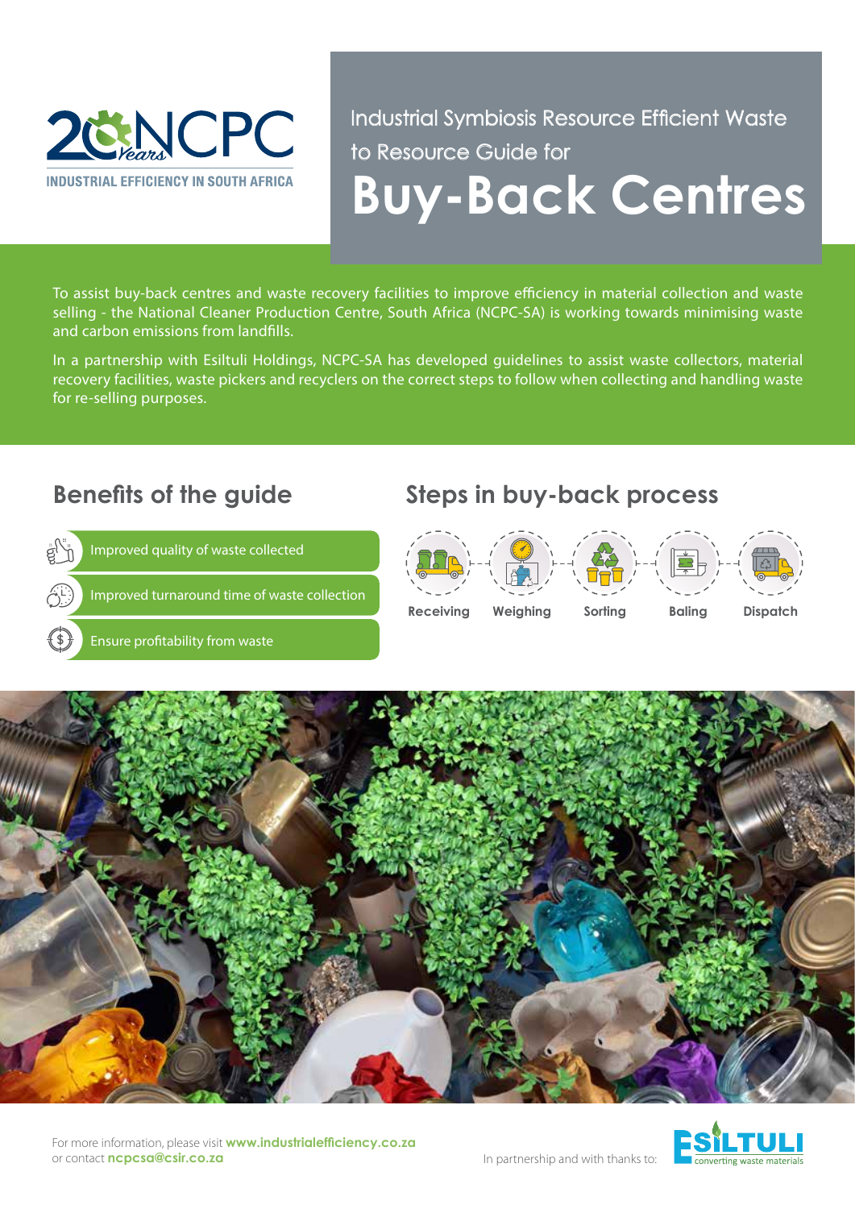20 Years NCPC
INDUSTRIAL EFFICIENCY IN SOUTH AFRICA

Industrial Symbiosis Resource Efficient Waste to Resource Guide for

# Buy-Back Centres

To assist buy-back centres and waste recovery facilities to improve efficiency in material collection and waste selling - the National Cleaner Production Centre, South Africa (NCPC-SA) is working towards minimising waste and carbon emissions from landfills.

In a partnership with Esiltuli Holdings, NCPC-SA has developed guidelines to assist waste collectors, material recovery facilities, waste pickers and recyclers on the correct steps to follow when collecting and handling waste for re-selling purposes.

## Benefits of the guide

- Improved quality of waste collected
- Improved turnaround time of waste collection
- Ensure profitability from waste

## Steps in buy-back process

Receiving → Weighing → Sorting → Baling → Dispatch

For more information, please visit **www.industrialefficiency.co.za** or contact **ncpcsa@csir.co.za**

In partnership and with thanks to: ESILTULI converting waste materials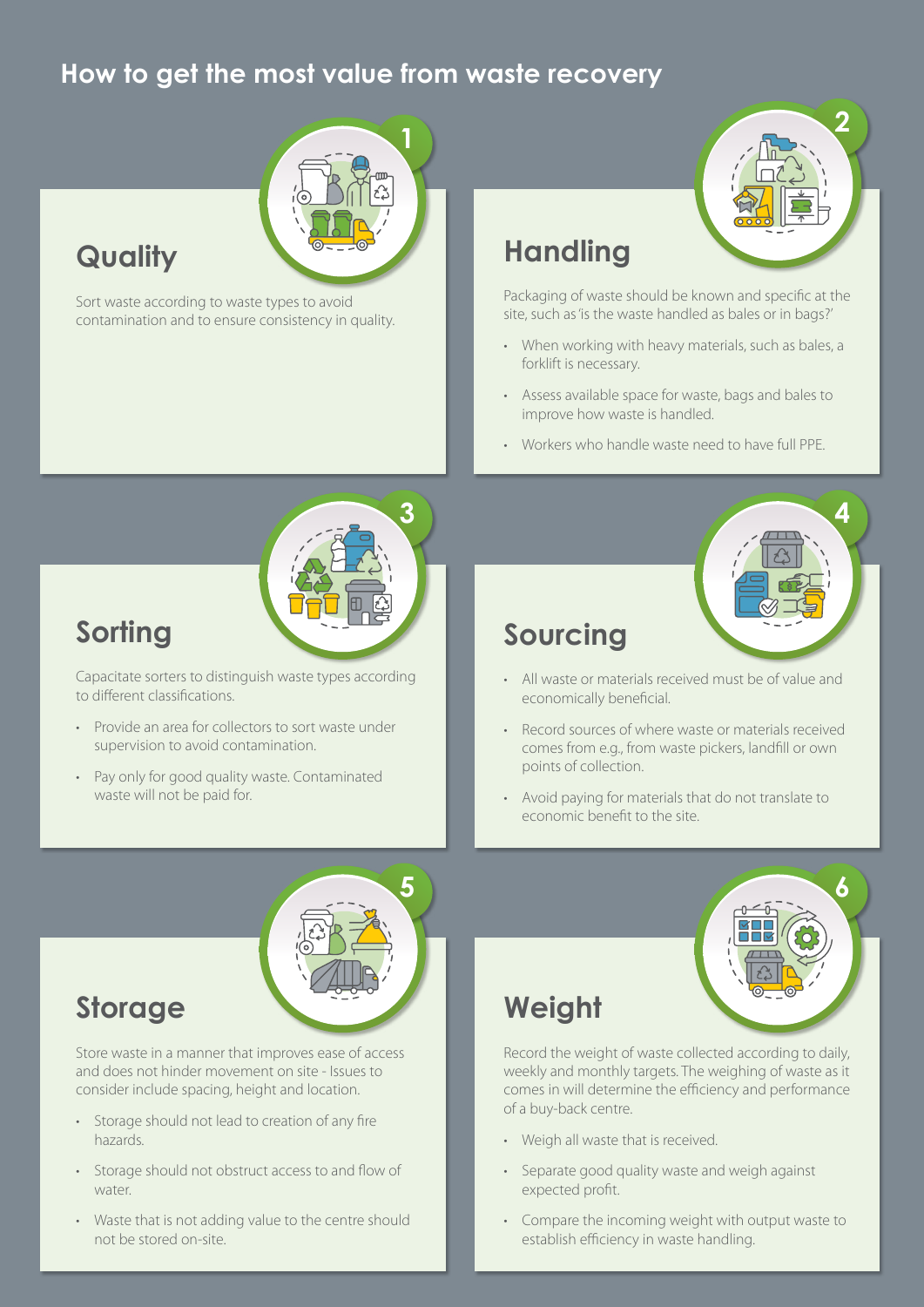# How to get the most value from waste recovery

## 1 Quality

Sort waste according to waste types to avoid contamination and to ensure consistency in quality.

## 2 Handling

Packaging of waste should be known and specific at the site, such as 'is the waste handled as bales or in bags?'

- When working with heavy materials, such as bales, a forklift is necessary.
- Assess available space for waste, bags and bales to improve how waste is handled.
- Workers who handle waste need to have full PPE.

## 3 Sorting

Capacitate sorters to distinguish waste types according to different classifications.

- Provide an area for collectors to sort waste under supervision to avoid contamination.
- Pay only for good quality waste. Contaminated waste will not be paid for.

## 4 Sourcing

- All waste or materials received must be of value and economically beneficial.
- Record sources of where waste or materials received comes from e.g., from waste pickers, landfill or own points of collection.
- Avoid paying for materials that do not translate to economic benefit to the site.

## 5 Storage

Store waste in a manner that improves ease of access and does not hinder movement on site - Issues to consider include spacing, height and location.

- Storage should not lead to creation of any fire hazards.
- Storage should not obstruct access to and flow of water.
- Waste that is not adding value to the centre should not be stored on-site.

## 6 Weight

Record the weight of waste collected according to daily, weekly and monthly targets. The weighing of waste as it comes in will determine the efficiency and performance of a buy-back centre.

- Weigh all waste that is received.
- Separate good quality waste and weigh against expected profit.
- Compare the incoming weight with output waste to establish efficiency in waste handling.